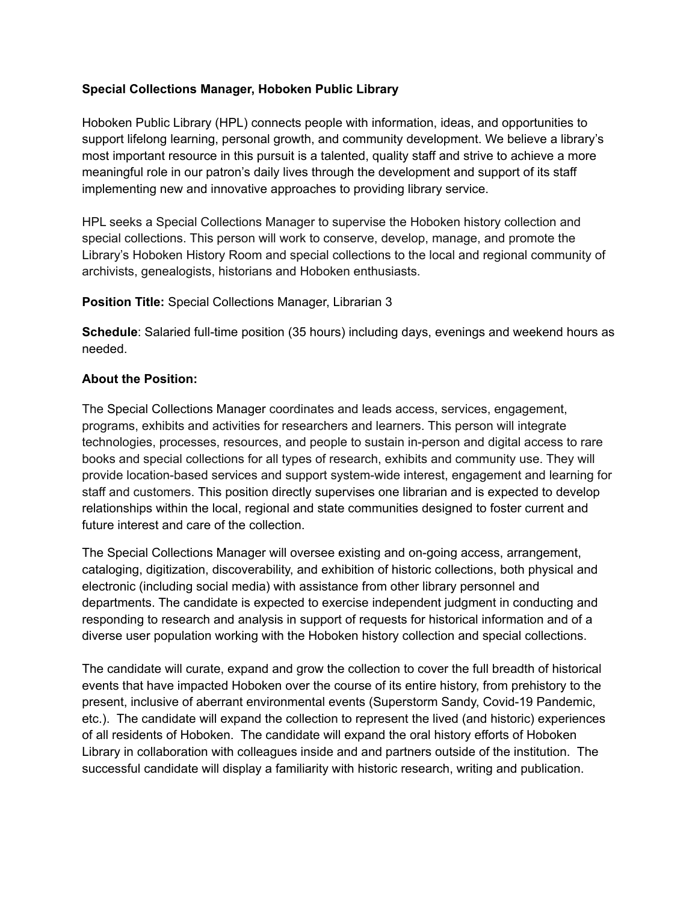**Special Collections Manager, Hoboken Public Library**

Hoboken Public Library (HPL) connects people with information, ideas, and opportunities to support lifelong learning, personal growth, and community development. We believe a library's most important resource in this pursuit is a talented, quality staff and strive to achieve a more meaningful role in our patron's daily lives through the development and support of its staff implementing new and innovative approaches to providing library service.

HPL seeks a Special Collections Manager to supervise the Hoboken history collection and special collections. This person will work to conserve, develop, manage, and promote the Library's Hoboken History Room and special collections to the local and regional community of archivists, genealogists, historians and Hoboken enthusiasts.

**Position Title:** Special Collections Manager, Librarian 3

**Schedule**: Salaried full-time position (35 hours) including days, evenings and weekend hours as needed.

**About the Position:**

The Special Collections Manager coordinates and leads access, services, engagement, programs, exhibits and activities for researchers and learners. This person will integrate technologies, processes, resources, and people to sustain in-person and digital access to rare books and special collections for all types of research, exhibits and community use. They will provide location-based services and support system-wide interest, engagement and learning for staff and customers. This position directly supervises one librarian and is expected to develop relationships within the local, regional and state communities designed to foster current and future interest and care of the collection.

The Special Collections Manager will oversee existing and on-going access, arrangement, cataloging, digitization, discoverability, and exhibition of historic collections, both physical and electronic (including social media) with assistance from other library personnel and departments. The candidate is expected to exercise independent judgment in conducting and responding to research and analysis in support of requests for historical information and of a diverse user population working with the Hoboken history collection and special collections.

The candidate will curate, expand and grow the collection to cover the full breadth of historical events that have impacted Hoboken over the course of its entire history, from prehistory to the present, inclusive of aberrant environmental events (Superstorm Sandy, Covid-19 Pandemic, etc.). The candidate will expand the collection to represent the lived (and historic) experiences of all residents of Hoboken. The candidate will expand the oral history efforts of Hoboken Library in collaboration with colleagues inside and and partners outside of the institution. The successful candidate will display a familiarity with historic research, writing and publication.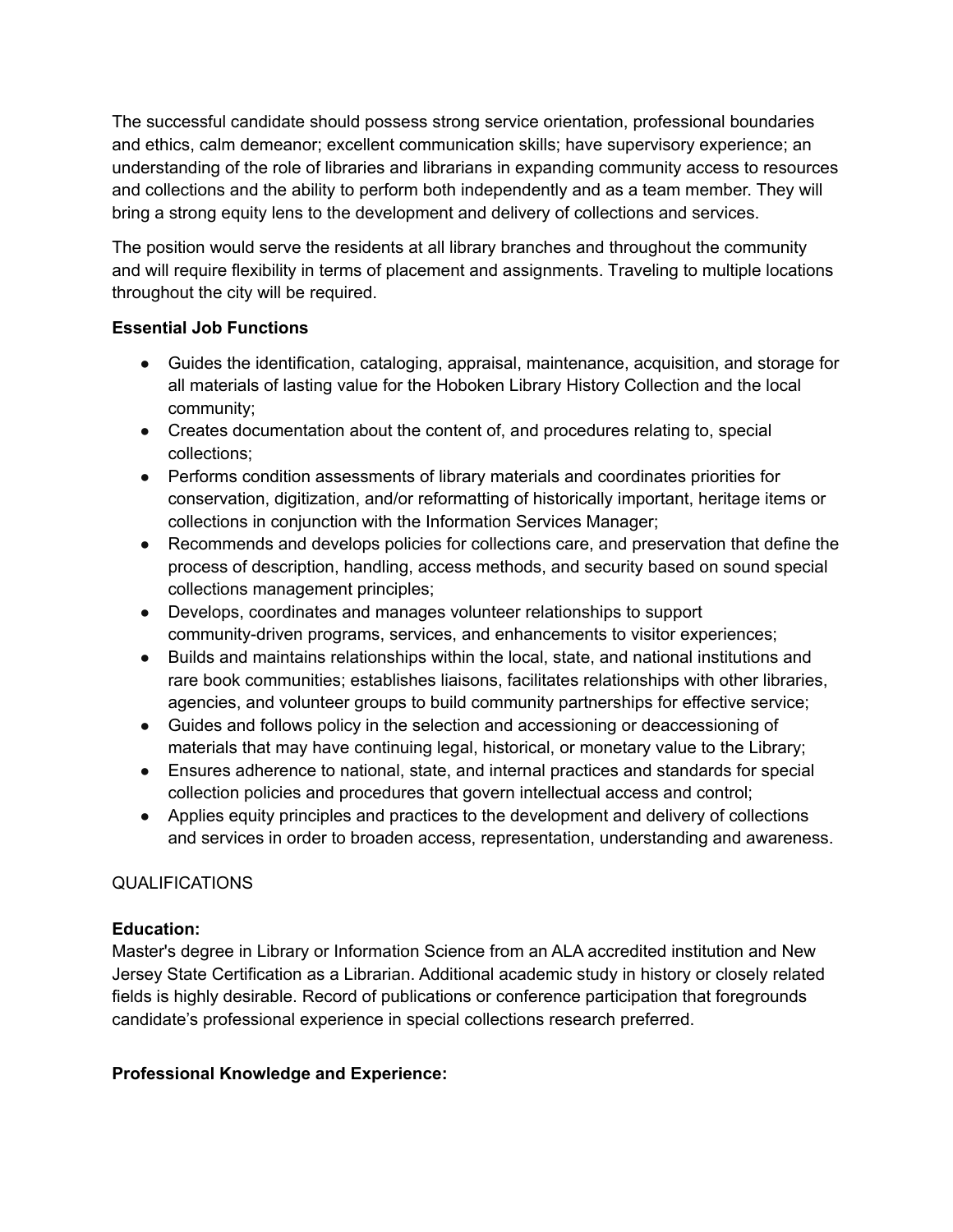The successful candidate should possess strong service orientation, professional boundaries and ethics, calm demeanor; excellent communication skills; have supervisory experience; an understanding of the role of libraries and librarians in expanding community access to resources and collections and the ability to perform both independently and as a team member. They will bring a strong equity lens to the development and delivery of collections and services.

The position would serve the residents at all library branches and throughout the community and will require flexibility in terms of placement and assignments. Traveling to multiple locations throughout the city will be required.

**Essential Job Functions**

- Guides the identification, cataloging, appraisal, maintenance, acquisition, and storage for all materials of lasting value for the Hoboken Library History Collection and the local community;
- Creates documentation about the content of, and procedures relating to, special collections;
- Performs condition assessments of library materials and coordinates priorities for conservation, digitization, and/or reformatting of historically important, heritage items or collections in conjunction with the Information Services Manager;
- Recommends and develops policies for collections care, and preservation that define the process of description, handling, access methods, and security based on sound special collections management principles;
- Develops, coordinates and manages volunteer relationships to support community-driven programs, services, and enhancements to visitor experiences;
- Builds and maintains relationships within the local, state, and national institutions and rare book communities; establishes liaisons, facilitates relationships with other libraries, agencies, and volunteer groups to build community partnerships for effective service;
- Guides and follows policy in the selection and accessioning or deaccessioning of materials that may have continuing legal, historical, or monetary value to the Library;
- Ensures adherence to national, state, and internal practices and standards for special collection policies and procedures that govern intellectual access and control;
- Applies equity principles and practices to the development and delivery of collections and services in order to broaden access, representation, understanding and awareness.

QUALIFICATIONS

**Education:**
Master's degree in Library or Information Science from an ALA accredited institution and New Jersey State Certification as a Librarian. Additional academic study in history or closely related fields is highly desirable. Record of publications or conference participation that foregrounds candidate's professional experience in special collections research preferred.

**Professional Knowledge and Experience:**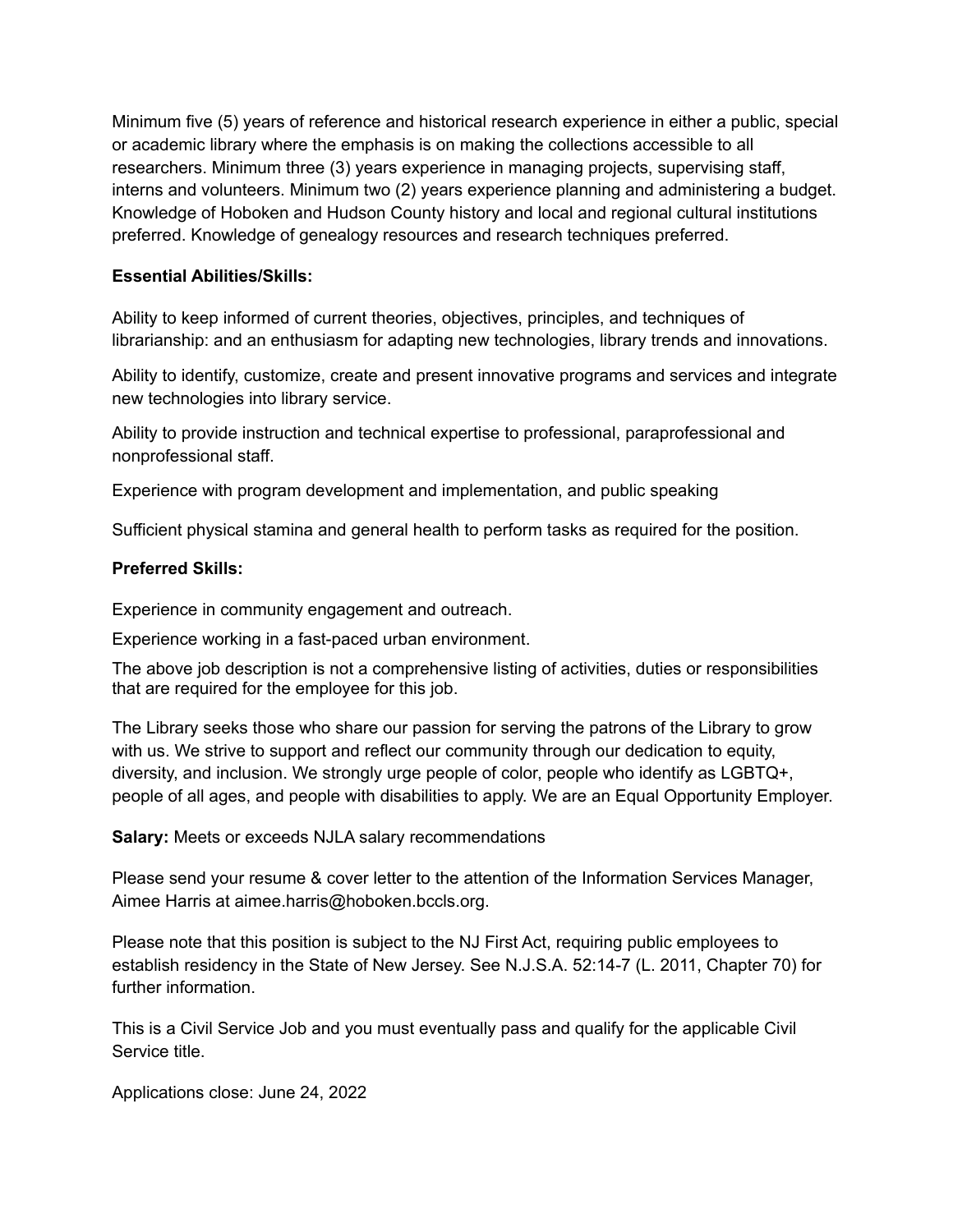Minimum five (5) years of reference and historical research experience in either a public, special or academic library where the emphasis is on making the collections accessible to all researchers. Minimum three (3) years experience in managing projects, supervising staff, interns and volunteers. Minimum two (2) years experience planning and administering a budget. Knowledge of Hoboken and Hudson County history and local and regional cultural institutions preferred. Knowledge of genealogy resources and research techniques preferred.

**Essential Abilities/Skills:**

Ability to keep informed of current theories, objectives, principles, and techniques of librarianship: and an enthusiasm for adapting new technologies, library trends and innovations.

Ability to identify, customize, create and present innovative programs and services and integrate new technologies into library service.

Ability to provide instruction and technical expertise to professional, paraprofessional and nonprofessional staff.

Experience with program development and implementation, and public speaking

Sufficient physical stamina and general health to perform tasks as required for the position.

**Preferred Skills:**

Experience in community engagement and outreach.

Experience working in a fast-paced urban environment.

The above job description is not a comprehensive listing of activities, duties or responsibilities that are required for the employee for this job.

The Library seeks those who share our passion for serving the patrons of the Library to grow with us. We strive to support and reflect our community through our dedication to equity, diversity, and inclusion. We strongly urge people of color, people who identify as LGBTQ+, people of all ages, and people with disabilities to apply. We are an Equal Opportunity Employer.

**Salary:** Meets or exceeds NJLA salary recommendations

Please send your resume & cover letter to the attention of the Information Services Manager, Aimee Harris at aimee.harris@hoboken.bccls.org.

Please note that this position is subject to the NJ First Act, requiring public employees to establish residency in the State of New Jersey. See N.J.S.A. 52:14-7 (L. 2011, Chapter 70) for further information.

This is a Civil Service Job and you must eventually pass and qualify for the applicable Civil Service title.

Applications close: June 24, 2022